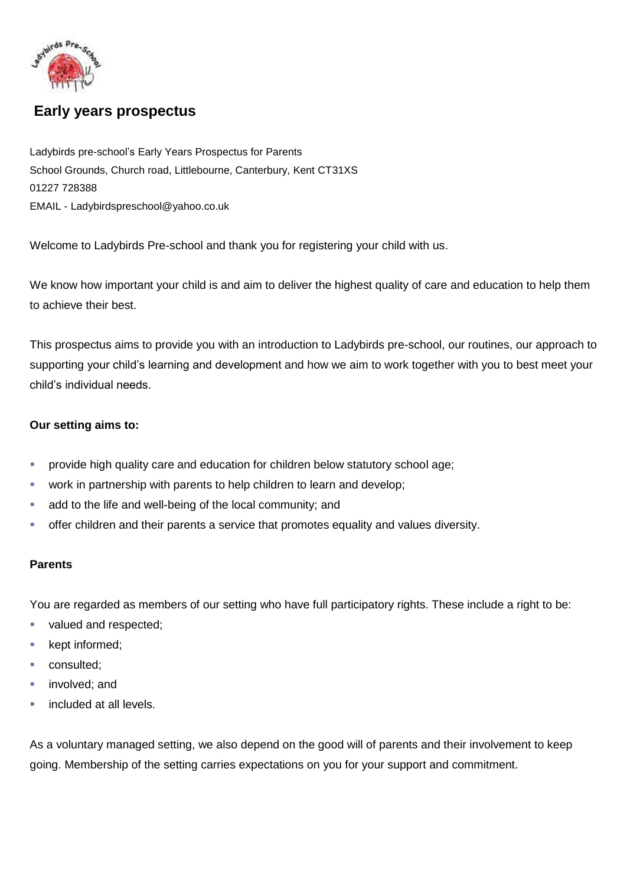# Early years prospectus

Ladybirds pre-school's Early Years Prospectus for Parents
School Grounds, Church road, Littlebourne, Canterbury, Kent CT31XS
01227 728388
EMAIL - Ladybirdspreschool@yahoo.co.uk

Welcome to Ladybirds Pre-school and thank you for registering your child with us.

We know how important your child is and aim to deliver the highest quality of care and education to help them to achieve their best.

This prospectus aims to provide you with an introduction to Ladybirds pre-school, our routines, our approach to supporting your child's learning and development and how we aim to work together with you to best meet your child's individual needs.

**Our setting aims to:**

- provide high quality care and education for children below statutory school age;
- work in partnership with parents to help children to learn and develop;
- add to the life and well-being of the local community; and
- offer children and their parents a service that promotes equality and values diversity.

**Parents**

You are regarded as members of our setting who have full participatory rights. These include a right to be:

- valued and respected;
- kept informed;
- consulted;
- involved; and
- included at all levels.

As a voluntary managed setting, we also depend on the good will of parents and their involvement to keep going. Membership of the setting carries expectations on you for your support and commitment.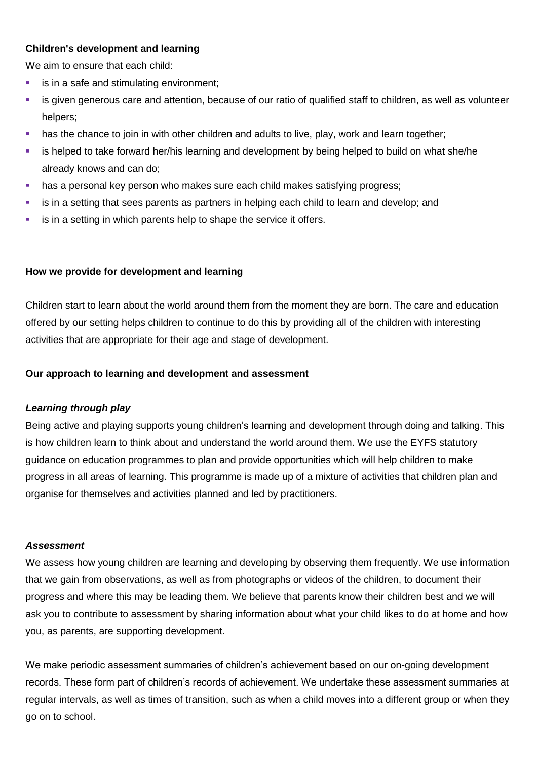**Children's development and learning**

We aim to ensure that each child:

- is in a safe and stimulating environment;
- is given generous care and attention, because of our ratio of qualified staff to children, as well as volunteer helpers;
- has the chance to join in with other children and adults to live, play, work and learn together;
- is helped to take forward her/his learning and development by being helped to build on what she/he already knows and can do;
- has a personal key person who makes sure each child makes satisfying progress;
- is in a setting that sees parents as partners in helping each child to learn and develop; and
- is in a setting in which parents help to shape the service it offers.

**How we provide for development and learning**

Children start to learn about the world around them from the moment they are born. The care and education offered by our setting helps children to continue to do this by providing all of the children with interesting activities that are appropriate for their age and stage of development.

**Our approach to learning and development and assessment**

***Learning through play***

Being active and playing supports young children's learning and development through doing and talking. This is how children learn to think about and understand the world around them. We use the EYFS statutory guidance on education programmes to plan and provide opportunities which will help children to make progress in all areas of learning. This programme is made up of a mixture of activities that children plan and organise for themselves and activities planned and led by practitioners.

***Assessment***

We assess how young children are learning and developing by observing them frequently. We use information that we gain from observations, as well as from photographs or videos of the children, to document their progress and where this may be leading them. We believe that parents know their children best and we will ask you to contribute to assessment by sharing information about what your child likes to do at home and how you, as parents, are supporting development.

We make periodic assessment summaries of children's achievement based on our on-going development records. These form part of children's records of achievement. We undertake these assessment summaries at regular intervals, as well as times of transition, such as when a child moves into a different group or when they go on to school.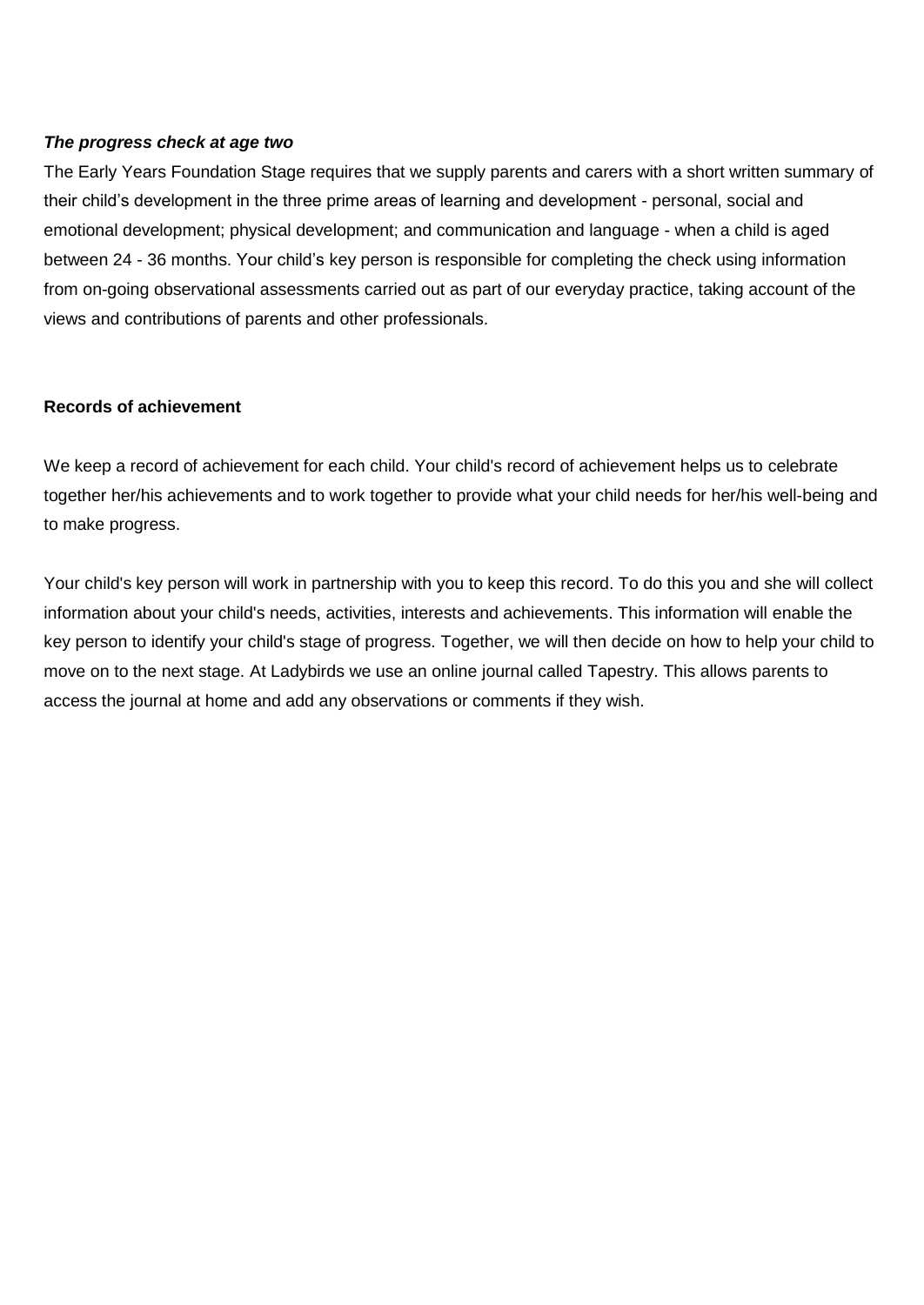***The progress check at age two***

The Early Years Foundation Stage requires that we supply parents and carers with a short written summary of their child's development in the three prime areas of learning and development - personal, social and emotional development; physical development; and communication and language - when a child is aged between 24 - 36 months. Your child's key person is responsible for completing the check using information from on-going observational assessments carried out as part of our everyday practice, taking account of the views and contributions of parents and other professionals.

**Records of achievement**

We keep a record of achievement for each child. Your child's record of achievement helps us to celebrate together her/his achievements and to work together to provide what your child needs for her/his well-being and to make progress.

Your child's key person will work in partnership with you to keep this record. To do this you and she will collect information about your child's needs, activities, interests and achievements. This information will enable the key person to identify your child's stage of progress. Together, we will then decide on how to help your child to move on to the next stage. At Ladybirds we use an online journal called Tapestry. This allows parents to access the journal at home and add any observations or comments if they wish.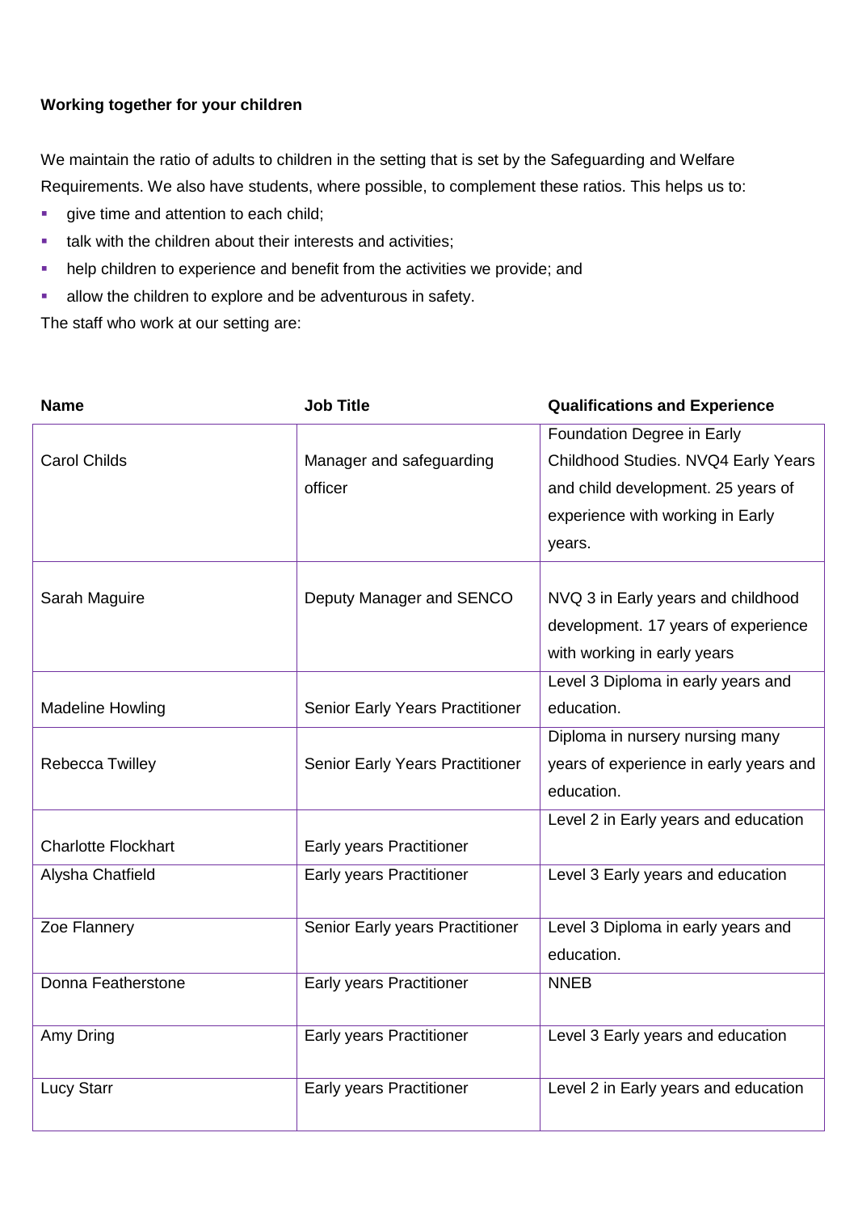**Working together for your children**

We maintain the ratio of adults to children in the setting that is set by the Safeguarding and Welfare Requirements. We also have students, where possible, to complement these ratios. This helps us to:

- give time and attention to each child;
- talk with the children about their interests and activities;
- help children to experience and benefit from the activities we provide; and
- allow the children to explore and be adventurous in safety.

The staff who work at our setting are:

| Name | Job Title | Qualifications and Experience |
| --- | --- | --- |
| Carol Childs | Manager and safeguarding officer | Foundation Degree in Early Childhood Studies. NVQ4 Early Years and child development. 25 years of experience with working in Early years. |
| Sarah Maguire | Deputy Manager and SENCO | NVQ 3 in Early years and childhood development. 17 years of experience with working in early years |
| Madeline Howling | Senior Early Years Practitioner | Level 3 Diploma in early years and education. |
| Rebecca Twilley | Senior Early Years Practitioner | Diploma in nursery nursing many years of experience in early years and education. |
| Charlotte Flockhart | Early years Practitioner | Level 2 in Early years and education |
| Alysha Chatfield | Early years Practitioner | Level 3 Early years and education |
| Zoe Flannery | Senior Early years Practitioner | Level 3 Diploma in early years and education. |
| Donna Featherstone | Early years Practitioner | NNEB |
| Amy Dring | Early years Practitioner | Level 3 Early years and education |
| Lucy Starr | Early years Practitioner | Level 2 in Early years and education |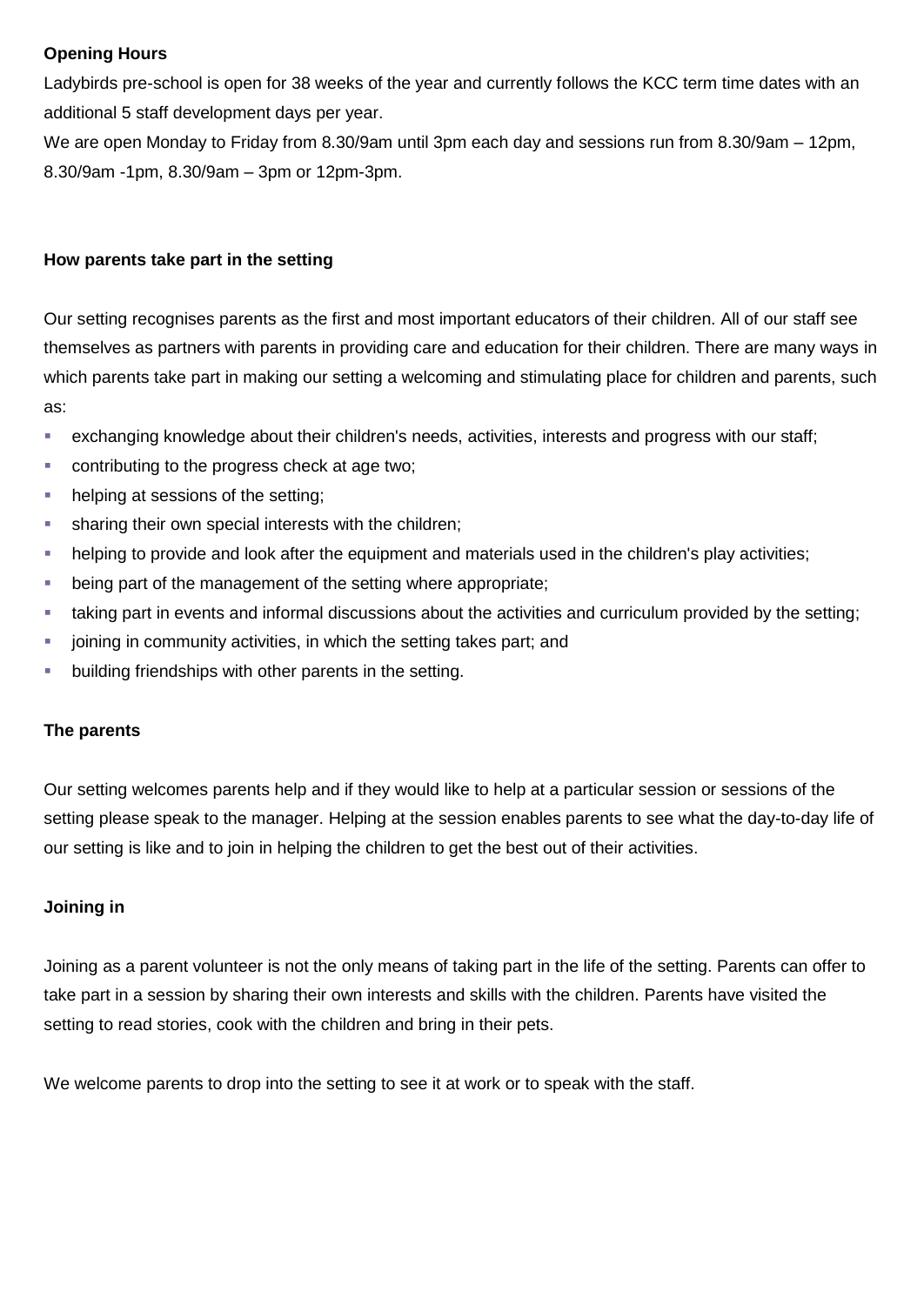**Opening Hours**

Ladybirds pre-school is open for 38 weeks of the year and currently follows the KCC term time dates with an additional 5 staff development days per year.

We are open Monday to Friday from 8.30/9am until 3pm each day and sessions run from 8.30/9am – 12pm, 8.30/9am -1pm, 8.30/9am – 3pm or 12pm-3pm.

**How parents take part in the setting**

Our setting recognises parents as the first and most important educators of their children. All of our staff see themselves as partners with parents in providing care and education for their children. There are many ways in which parents take part in making our setting a welcoming and stimulating place for children and parents, such as:

- exchanging knowledge about their children's needs, activities, interests and progress with our staff;
- contributing to the progress check at age two;
- helping at sessions of the setting;
- sharing their own special interests with the children;
- helping to provide and look after the equipment and materials used in the children's play activities;
- being part of the management of the setting where appropriate;
- taking part in events and informal discussions about the activities and curriculum provided by the setting;
- joining in community activities, in which the setting takes part; and
- building friendships with other parents in the setting.

**The parents**

Our setting welcomes parents help and if they would like to help at a particular session or sessions of the setting please speak to the manager. Helping at the session enables parents to see what the day-to-day life of our setting is like and to join in helping the children to get the best out of their activities.

**Joining in**

Joining as a parent volunteer is not the only means of taking part in the life of the setting. Parents can offer to take part in a session by sharing their own interests and skills with the children. Parents have visited the setting to read stories, cook with the children and bring in their pets.

We welcome parents to drop into the setting to see it at work or to speak with the staff.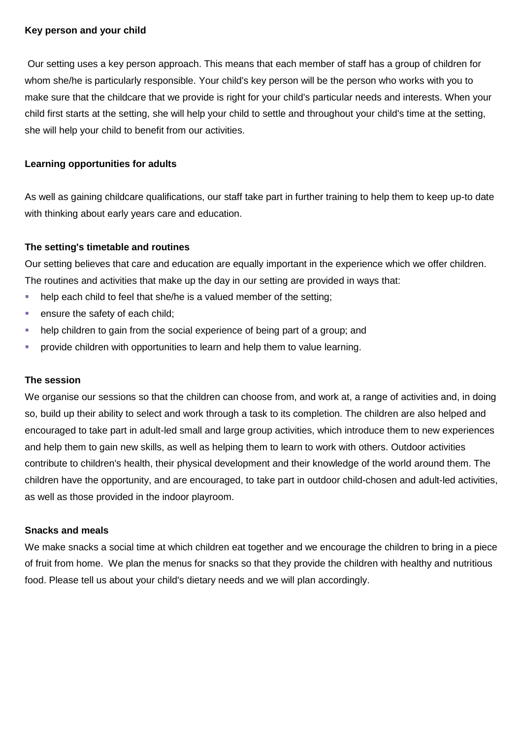### Key person and your child

Our setting uses a key person approach. This means that each member of staff has a group of children for whom she/he is particularly responsible. Your child's key person will be the person who works with you to make sure that the childcare that we provide is right for your child's particular needs and interests. When your child first starts at the setting, she will help your child to settle and throughout your child's time at the setting, she will help your child to benefit from our activities.

### Learning opportunities for adults

As well as gaining childcare qualifications, our staff take part in further training to help them to keep up-to date with thinking about early years care and education.

### The setting's timetable and routines

Our setting believes that care and education are equally important in the experience which we offer children. The routines and activities that make up the day in our setting are provided in ways that:

- help each child to feel that she/he is a valued member of the setting;
- ensure the safety of each child;
- help children to gain from the social experience of being part of a group; and
- provide children with opportunities to learn and help them to value learning.

### The session

We organise our sessions so that the children can choose from, and work at, a range of activities and, in doing so, build up their ability to select and work through a task to its completion. The children are also helped and encouraged to take part in adult-led small and large group activities, which introduce them to new experiences and help them to gain new skills, as well as helping them to learn to work with others. Outdoor activities contribute to children's health, their physical development and their knowledge of the world around them. The children have the opportunity, and are encouraged, to take part in outdoor child-chosen and adult-led activities, as well as those provided in the indoor playroom.

### Snacks and meals

We make snacks a social time at which children eat together and we encourage the children to bring in a piece of fruit from home. We plan the menus for snacks so that they provide the children with healthy and nutritious food. Please tell us about your child's dietary needs and we will plan accordingly.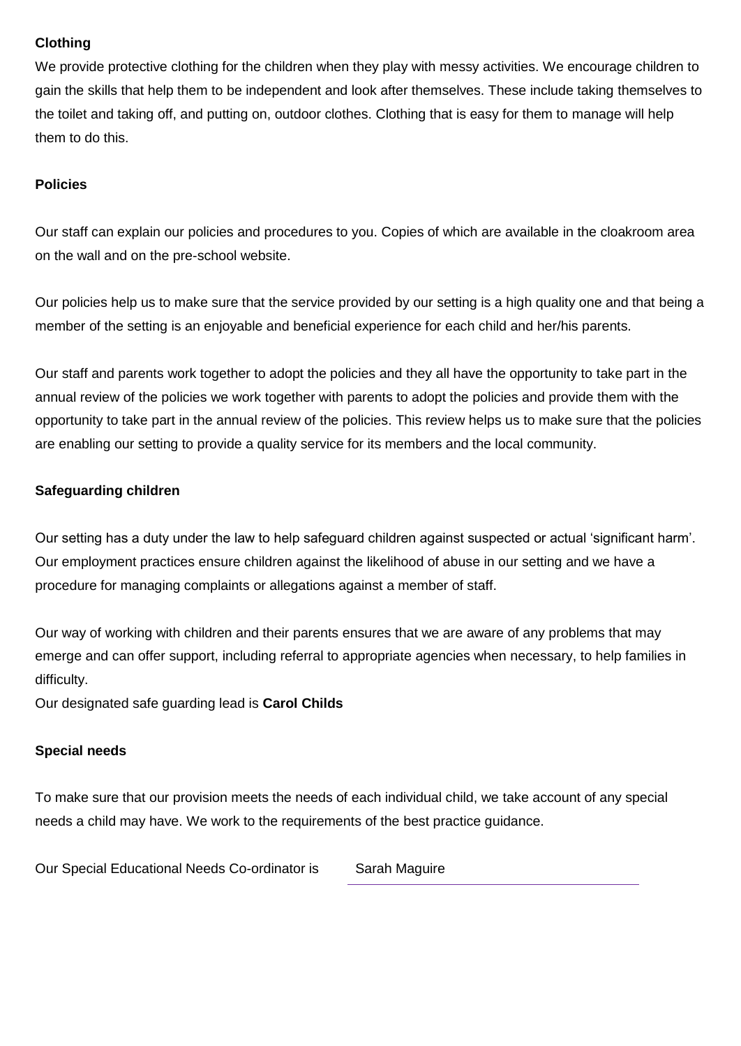**Clothing**

We provide protective clothing for the children when they play with messy activities. We encourage children to gain the skills that help them to be independent and look after themselves. These include taking themselves to the toilet and taking off, and putting on, outdoor clothes. Clothing that is easy for them to manage will help them to do this.

**Policies**

Our staff can explain our policies and procedures to you. Copies of which are available in the cloakroom area on the wall and on the pre-school website.

Our policies help us to make sure that the service provided by our setting is a high quality one and that being a member of the setting is an enjoyable and beneficial experience for each child and her/his parents.

Our staff and parents work together to adopt the policies and they all have the opportunity to take part in the annual review of the policies we work together with parents to adopt the policies and provide them with the opportunity to take part in the annual review of the policies. This review helps us to make sure that the policies are enabling our setting to provide a quality service for its members and the local community.

**Safeguarding children**

Our setting has a duty under the law to help safeguard children against suspected or actual 'significant harm'. Our employment practices ensure children against the likelihood of abuse in our setting and we have a procedure for managing complaints or allegations against a member of staff.

Our way of working with children and their parents ensures that we are aware of any problems that may emerge and can offer support, including referral to appropriate agencies when necessary, to help families in difficulty.

Our designated safe guarding lead is **Carol Childs**

**Special needs**

To make sure that our provision meets the needs of each individual child, we take account of any special needs a child may have. We work to the requirements of the best practice guidance.

Our Special Educational Needs Co-ordinator is Sarah Maguire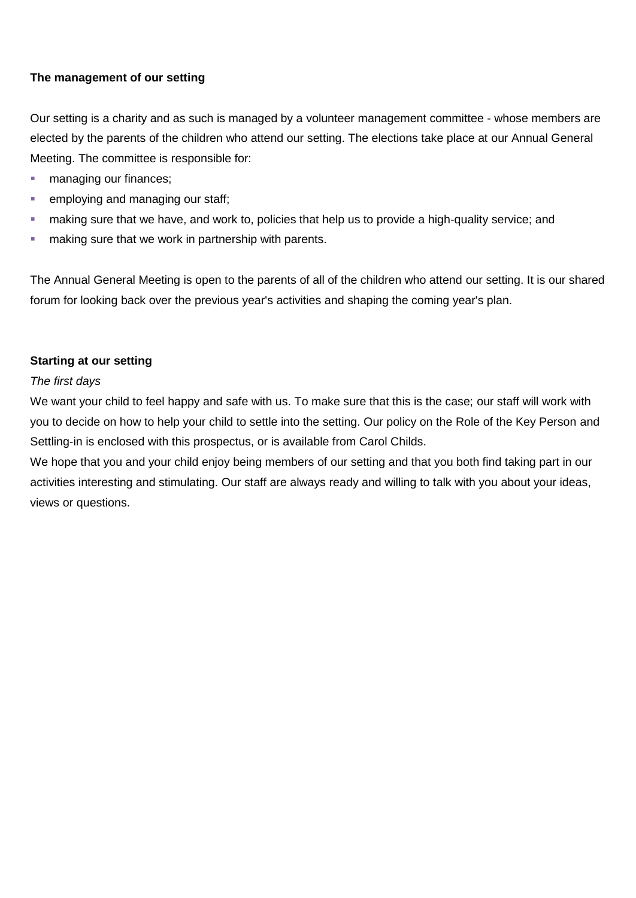**The management of our setting**

Our setting is a charity and as such is managed by a volunteer management committee - whose members are elected by the parents of the children who attend our setting. The elections take place at our Annual General Meeting. The committee is responsible for:

- managing our finances;
- employing and managing our staff;
- making sure that we have, and work to, policies that help us to provide a high-quality service; and
- making sure that we work in partnership with parents.

The Annual General Meeting is open to the parents of all of the children who attend our setting. It is our shared forum for looking back over the previous year's activities and shaping the coming year's plan.

**Starting at our setting**

*The first days*

We want your child to feel happy and safe with us. To make sure that this is the case; our staff will work with you to decide on how to help your child to settle into the setting. Our policy on the Role of the Key Person and Settling-in is enclosed with this prospectus, or is available from Carol Childs.

We hope that you and your child enjoy being members of our setting and that you both find taking part in our activities interesting and stimulating. Our staff are always ready and willing to talk with you about your ideas, views or questions.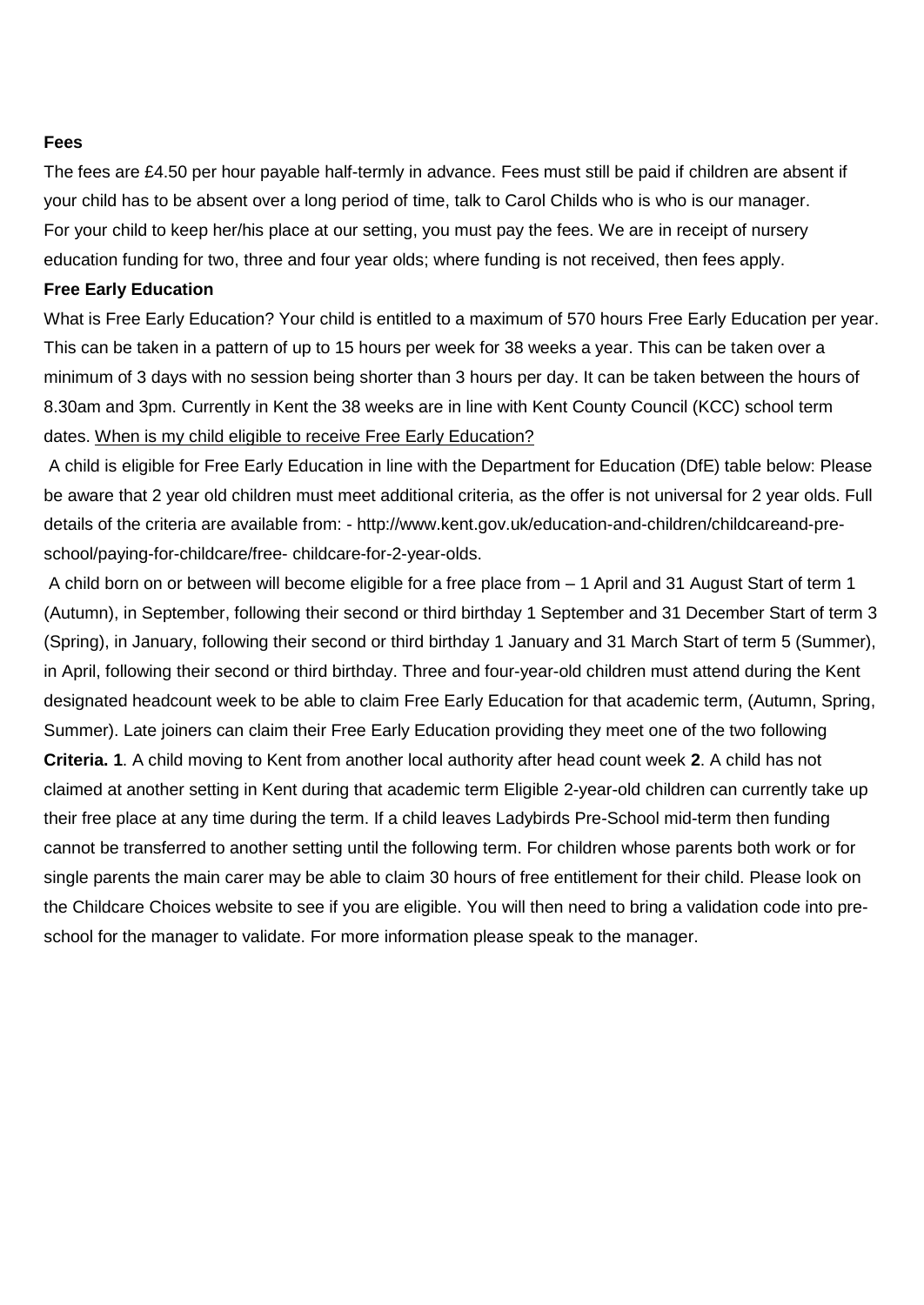**Fees**

The fees are £4.50 per hour payable half-termly in advance. Fees must still be paid if children are absent if your child has to be absent over a long period of time, talk to Carol Childs who is who is our manager. For your child to keep her/his place at our setting, you must pay the fees. We are in receipt of nursery education funding for two, three and four year olds; where funding is not received, then fees apply.

**Free Early Education**

What is Free Early Education? Your child is entitled to a maximum of 570 hours Free Early Education per year. This can be taken in a pattern of up to 15 hours per week for 38 weeks a year. This can be taken over a minimum of 3 days with no session being shorter than 3 hours per day. It can be taken between the hours of 8.30am and 3pm. Currently in Kent the 38 weeks are in line with Kent County Council (KCC) school term dates. When is my child eligible to receive Free Early Education?

A child is eligible for Free Early Education in line with the Department for Education (DfE) table below: Please be aware that 2 year old children must meet additional criteria, as the offer is not universal for 2 year olds. Full details of the criteria are available from: - http://www.kent.gov.uk/education-and-children/childcareand-pre-school/paying-for-childcare/free- childcare-for-2-year-olds.

A child born on or between will become eligible for a free place from – 1 April and 31 August Start of term 1 (Autumn), in September, following their second or third birthday 1 September and 31 December Start of term 3 (Spring), in January, following their second or third birthday 1 January and 31 March Start of term 5 (Summer), in April, following their second or third birthday. Three and four-year-old children must attend during the Kent designated headcount week to be able to claim Free Early Education for that academic term, (Autumn, Spring, Summer). Late joiners can claim their Free Early Education providing they meet one of the two following **Criteria. 1**. A child moving to Kent from another local authority after head count week **2**. A child has not claimed at another setting in Kent during that academic term Eligible 2-year-old children can currently take up their free place at any time during the term. If a child leaves Ladybirds Pre-School mid-term then funding cannot be transferred to another setting until the following term. For children whose parents both work or for single parents the main carer may be able to claim 30 hours of free entitlement for their child. Please look on the Childcare Choices website to see if you are eligible. You will then need to bring a validation code into pre-school for the manager to validate. For more information please speak to the manager.